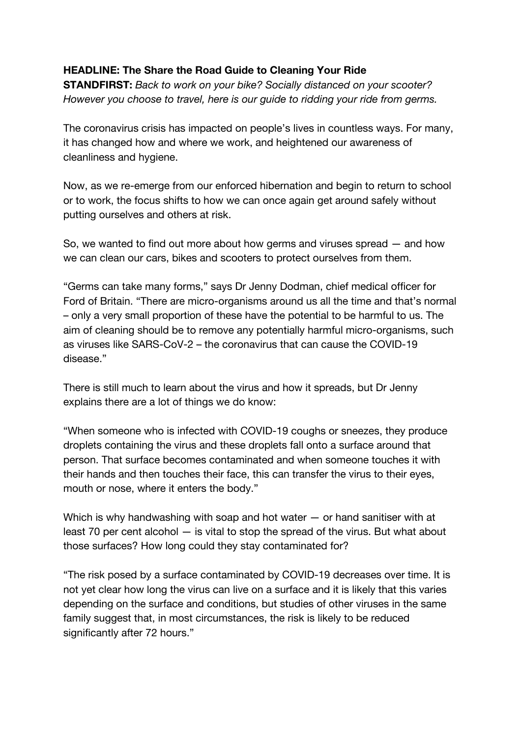**HEADLINE: The Share the Road Guide to Cleaning Your Ride**

**STANDFIRST:** *Back to work on your bike? Socially distanced on your scooter? However you choose to travel, here is our guide to ridding your ride from germs.*

The coronavirus crisis has impacted on people's lives in countless ways. For many, it has changed how and where we work, and heightened our awareness of cleanliness and hygiene.

Now, as we re-emerge from our enforced hibernation and begin to return to school or to work, the focus shifts to how we can once again get around safely without putting ourselves and others at risk.

So, we wanted to find out more about how germs and viruses spread — and how we can clean our cars, bikes and scooters to protect ourselves from them.

"Germs can take many forms," says Dr Jenny Dodman, chief medical officer for Ford of Britain. "There are micro-organisms around us all the time and that's normal – only a very small proportion of these have the potential to be harmful to us. The aim of cleaning should be to remove any potentially harmful micro-organisms, such as viruses like SARS-CoV-2 – the coronavirus that can cause the COVID-19 disease."

There is still much to learn about the virus and how it spreads, but Dr Jenny explains there are a lot of things we do know:

"When someone who is infected with COVID-19 coughs or sneezes, they produce droplets containing the virus and these droplets fall onto a surface around that person. That surface becomes contaminated and when someone touches it with their hands and then touches their face, this can transfer the virus to their eyes, mouth or nose, where it enters the body."

Which is why handwashing with soap and hot water — or hand sanitiser with at least 70 per cent alcohol — is vital to stop the spread of the virus. But what about those surfaces? How long could they stay contaminated for?

"The risk posed by a surface contaminated by COVID-19 decreases over time. It is not yet clear how long the virus can live on a surface and it is likely that this varies depending on the surface and conditions, but studies of other viruses in the same family suggest that, in most circumstances, the risk is likely to be reduced significantly after 72 hours."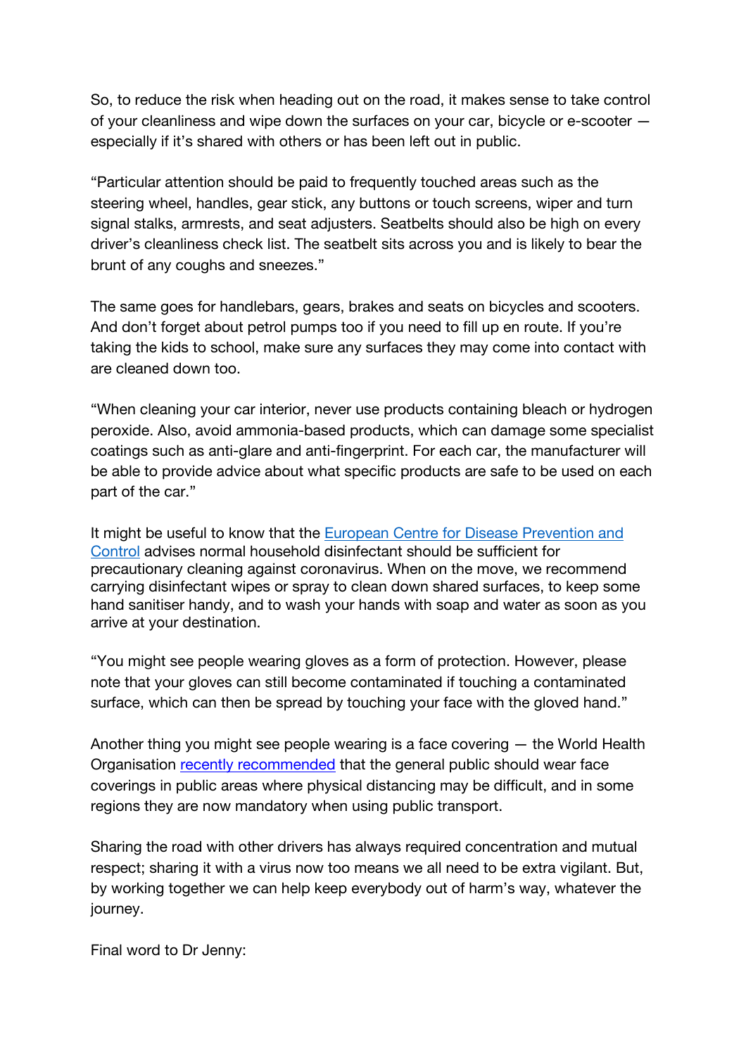So, to reduce the risk when heading out on the road, it makes sense to take control of your cleanliness and wipe down the surfaces on your car, bicycle or e-scooter — especially if it's shared with others or has been left out in public.

"Particular attention should be paid to frequently touched areas such as the steering wheel, handles, gear stick, any buttons or touch screens, wiper and turn signal stalks, armrests, and seat adjusters. Seatbelts should also be high on every driver's cleanliness check list. The seatbelt sits across you and is likely to bear the brunt of any coughs and sneezes."

The same goes for handlebars, gears, brakes and seats on bicycles and scooters. And don't forget about petrol pumps too if you need to fill up en route. If you're taking the kids to school, make sure any surfaces they may come into contact with are cleaned down too.

"When cleaning your car interior, never use products containing bleach or hydrogen peroxide. Also, avoid ammonia-based products, which can damage some specialist coatings such as anti-glare and anti-fingerprint. For each car, the manufacturer will be able to provide advice about what specific products are safe to be used on each part of the car."

It might be useful to know that the [European Centre for Disease Prevention and Control]() advises normal household disinfectant should be sufficient for precautionary cleaning against coronavirus. When on the move, we recommend carrying disinfectant wipes or spray to clean down shared surfaces, to keep some hand sanitiser handy, and to wash your hands with soap and water as soon as you arrive at your destination.

"You might see people wearing gloves as a form of protection. However, please note that your gloves can still become contaminated if touching a contaminated surface, which can then be spread by touching your face with the gloved hand."

Another thing you might see people wearing is a face covering — the World Health Organisation [recently recommended]() that the general public should wear face coverings in public areas where physical distancing may be difficult, and in some regions they are now mandatory when using public transport.

Sharing the road with other drivers has always required concentration and mutual respect; sharing it with a virus now too means we all need to be extra vigilant. But, by working together we can help keep everybody out of harm's way, whatever the journey.

Final word to Dr Jenny: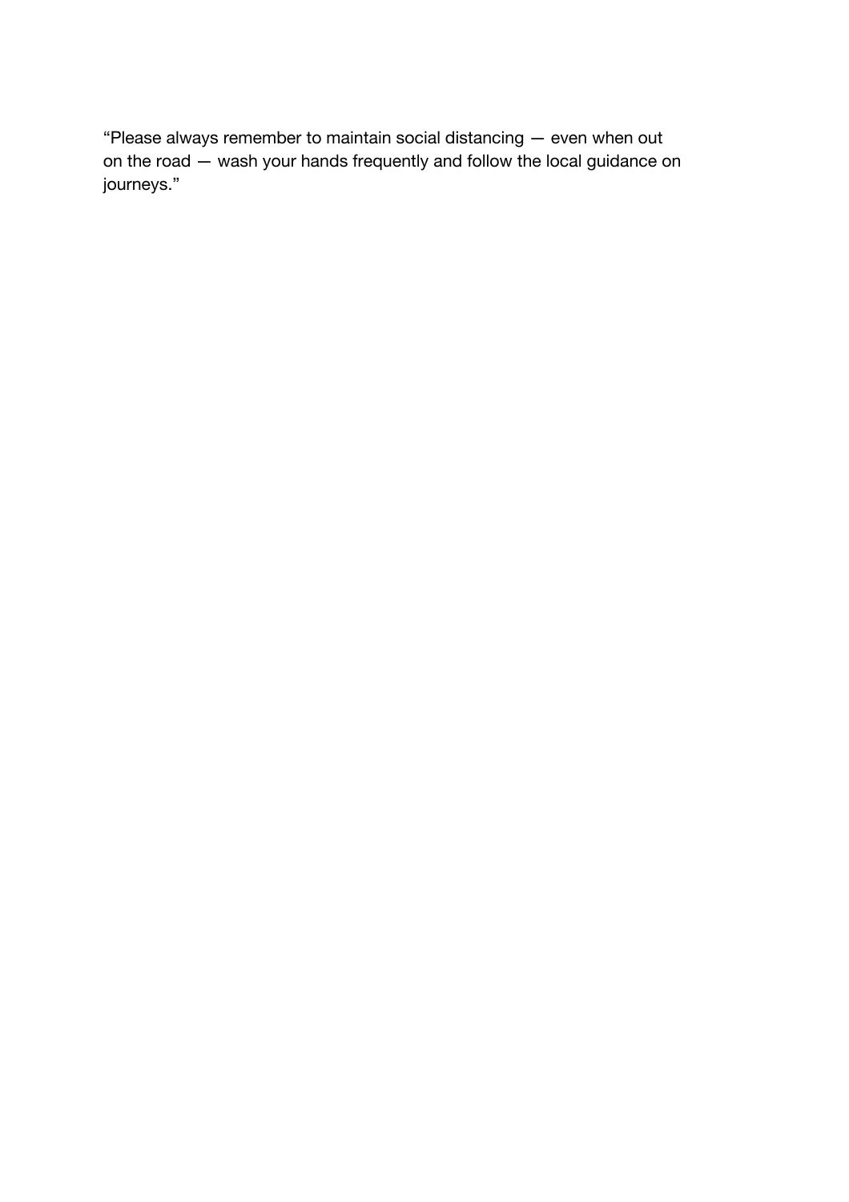“Please always remember to maintain social distancing — even when out on the road — wash your hands frequently and follow the local guidance on journeys.”